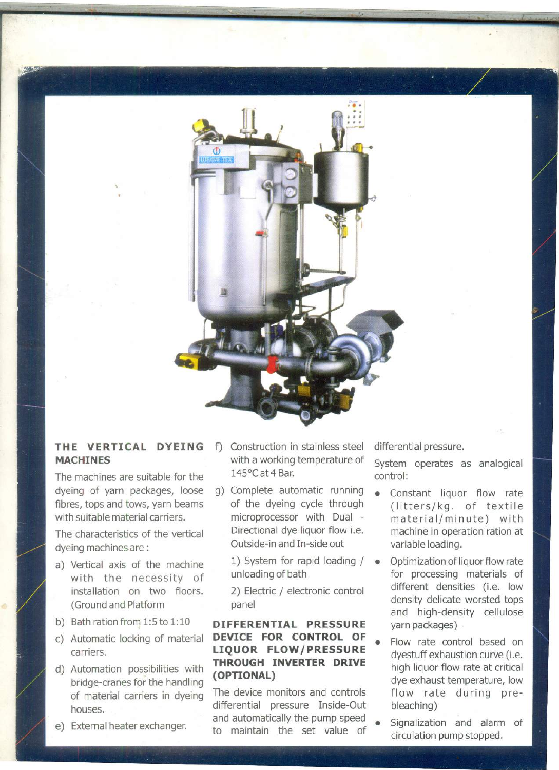## THE VERTICAL DYEING MACHINES

The machines are suitable for the dyeing of yarn packages, loose fibres, tops and tows, yarn beams with suitable material carriers.

The characteristics of the vertical dyeing machines are :

a) Vertical axis of the machine with the necessity of installation on two floors. (Ground and Platform

b) Bath ration from 1:5 to 1:10

c) Automatic locking of material carriers.

d) Automation possibilities with bridge-cranes for the handling of material carriers in dyeing houses.

e) External heater exchanger.

f) Construction in stainless steel with a working temperature of 145°C at 4 Bar.

g) Complete automatic running of the dyeing cycle through microprocessor with Dual - Directional dye liquor flow i.e. Outside-in and In-side out

1) System for rapid loading / unloading of bath

2) Electric / electronic control panel

## DIFFERENTIAL PRESSURE DEVICE FOR CONTROL OF LIQUOR FLOW/PRESSURE THROUGH INVERTER DRIVE (OPTIONAL)

The device monitors and controls differential pressure Inside-Out and automatically the pump speed to maintain the set value of differential pressure.

System operates as analogical control:

- Constant liquor flow rate (litters/kg. of textile material/minute) with machine in operation ration at variable loading.
- Optimization of liquor flow rate for processing materials of different densities (i.e. low density delicate worsted tops and high-density cellulose yarn packages)
- Flow rate control based on dyestuff exhaustion curve (i.e. high liquor flow rate at critical dye exhaust temperature, low flow rate during pre-bleaching)
- Signalization and alarm of circulation pump stopped.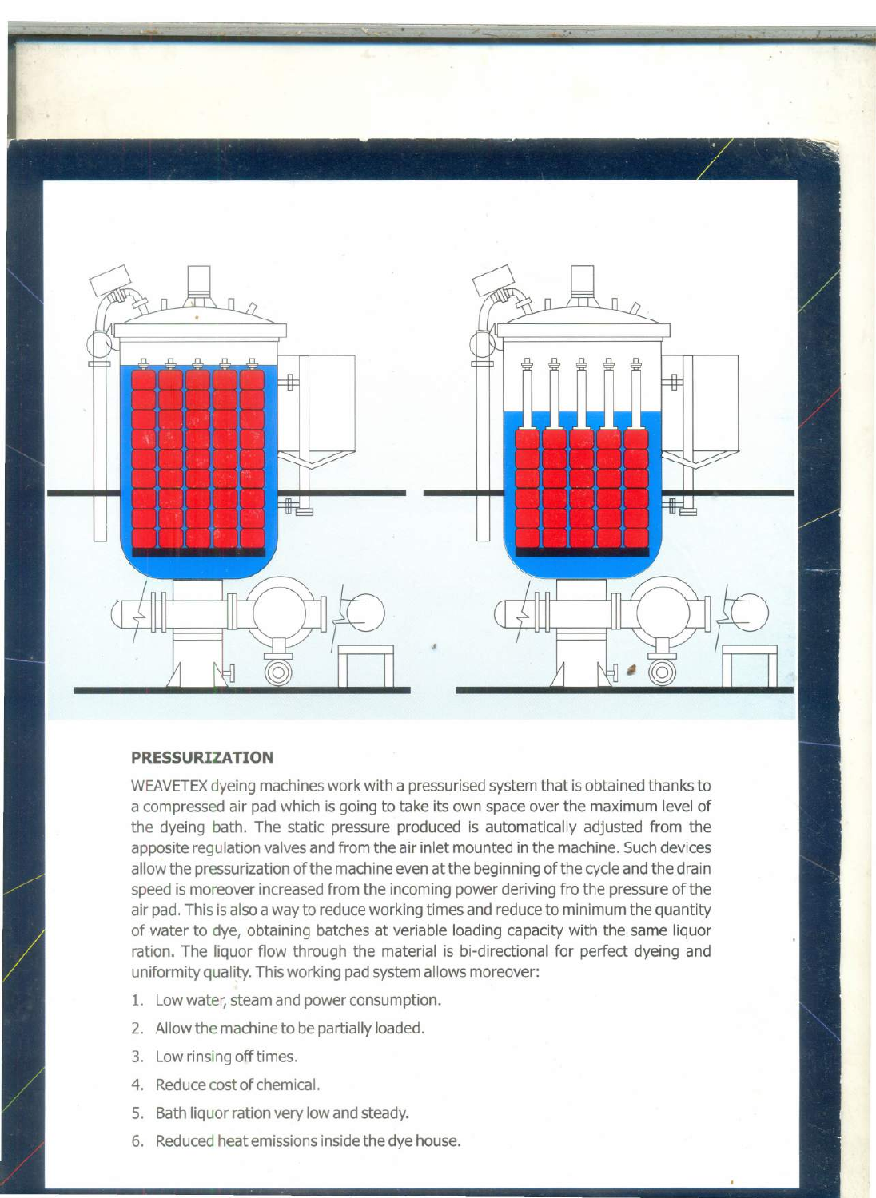## PRESSURIZATION

WEAVETEX dyeing machines work with a pressurised system that is obtained thanks to a compressed air pad which is going to take its own space over the maximum level of the dyeing bath. The static pressure produced is automatically adjusted from the apposite regulation valves and from the air inlet mounted in the machine. Such devices allow the pressurization of the machine even at the beginning of the cycle and the drain speed is moreover increased from the incoming power deriving fro the pressure of the air pad. This is also a way to reduce working times and reduce to minimum the quantity of water to dye, obtaining batches at veriable loading capacity with the same liquor ration. The liquor flow through the material is bi-directional for perfect dyeing and uniformity quality. This working pad system allows moreover:

1. Low water, steam and power consumption.
2. Allow the machine to be partially loaded.
3. Low rinsing off times.
4. Reduce cost of chemical.
5. Bath liquor ration very low and steady.
6. Reduced heat emissions inside the dye house.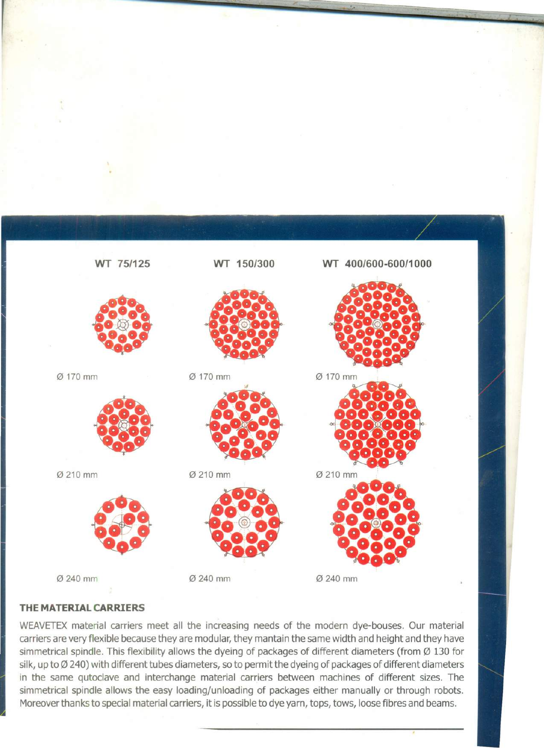WT 75/125

WT 150/300

WT 400/600-600/1000

Ø 170 mm

Ø 170 mm

Ø 170 mm

Ø 210 mm

Ø 210 mm

Ø 210 mm

Ø 240 mm

Ø 240 mm

Ø 240 mm

## THE MATERIAL CARRIERS

WEAVETEX material carriers meet all the increasing needs of the modern dye-bouses. Our material carriers are very flexible because they are modular, they mantain the same width and height and they have simmetrical spindle. This flexibility allows the dyeing of packages of different diameters (from Ø 130 for silk, up to Ø 240) with different tubes diameters, so to permit the dyeing of packages of different diameters in the same qutoclave and interchange material carriers between machines of different sizes. The simmetrical spindle allows the easy loading/unloading of packages either manually or through robots. Moreover thanks to special material carriers, it is possible to dye yarn, tops, tows, loose fibres and beams.